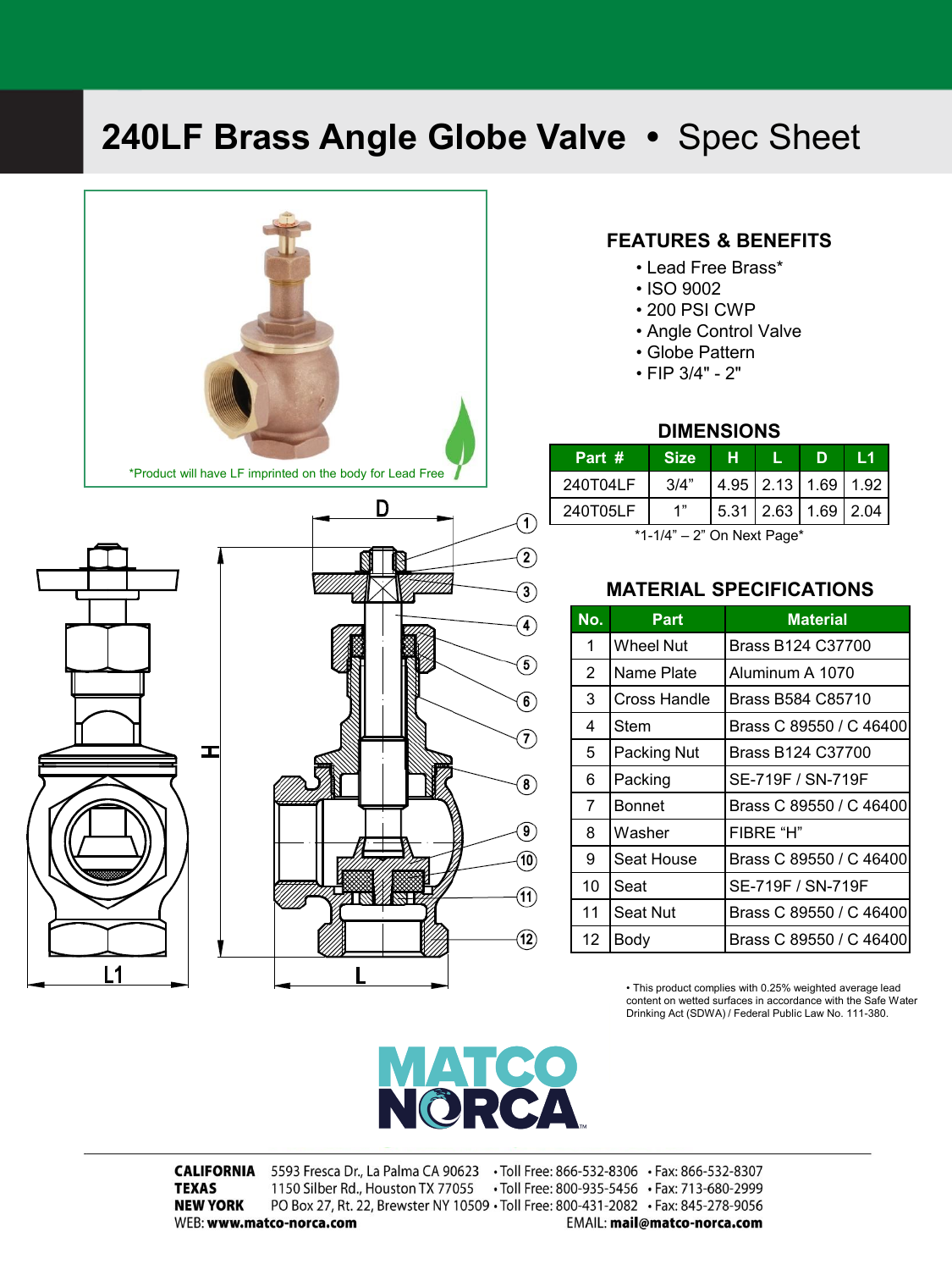# 240LF Brass Angle Globe Valve • Spec Sheet

*Product will have LF imprinted on the body for Lead Free

## FEATURES & BENEFITS

- Lead Free Brass*
- ISO 9002
- 200 PSI CWP
- Angle Control Valve
- Globe Pattern
- FIP 3/4" - 2"

## DIMENSIONS

| Part # | Size | H | L | D | L1 |
|---|---|---|---|---|---|
| 240T04LF | 3/4" | 4.95 | 2.13 | 1.69 | 1.92 |
| 240T05LF | 1" | 5.31 | 2.63 | 1.69 | 2.04 |

*1-1/4" – 2" On Next Page*

## MATERIAL SPECIFICATIONS

| No. | Part | Material |
|---|---|---|
| 1 | Wheel Nut | Brass B124 C37700 |
| 2 | Name Plate | Aluminum A 1070 |
| 3 | Cross Handle | Brass B584 C85710 |
| 4 | Stem | Brass C 89550 / C 46400 |
| 5 | Packing Nut | Brass B124 C37700 |
| 6 | Packing | SE-719F / SN-719F |
| 7 | Bonnet | Brass C 89550 / C 46400 |
| 8 | Washer | FIBRE "H" |
| 9 | Seat House | Brass C 89550 / C 46400 |
| 10 | Seat | SE-719F / SN-719F |
| 11 | Seat Nut | Brass C 89550 / C 46400 |
| 12 | Body | Brass C 89550 / C 46400 |

- This product complies with 0.25% weighted average lead content on wetted surfaces in accordance with the Safe Water Drinking Act (SDWA) / Federal Public Law No. 111-380.

MATCO NORCA

**CALIFORNIA** 5593 Fresca Dr., La Palma CA 90623 • Toll Free: 866-532-8306 • Fax: 866-532-8307
**TEXAS** 1150 Silber Rd., Houston TX 77055 • Toll Free: 800-935-5456 • Fax: 713-680-2999
**NEW YORK** PO Box 27, Rt. 22, Brewster NY 10509 • Toll Free: 800-431-2082 • Fax: 845-278-9056
WEB: **www.matco-norca.com** EMAIL: **mail@matco-norca.com**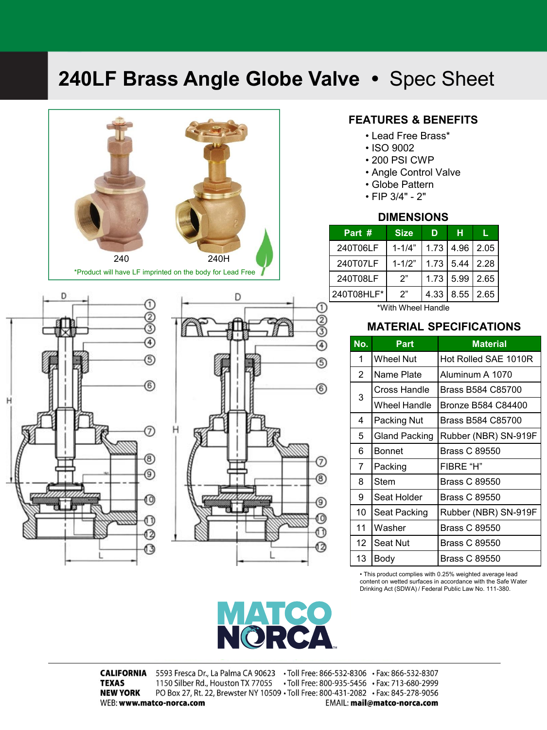# 240LF Brass Angle Globe Valve • Spec Sheet

240

240H

*Product will have LF imprinted on the body for Lead Free

## FEATURES & BENEFITS

- Lead Free Brass*
- ISO 9002
- 200 PSI CWP
- Angle Control Valve
- Globe Pattern
- FIP 3/4" - 2"

## DIMENSIONS

| Part # | Size | D | H | L |
|---|---|---|---|---|
| 240T06LF | 1-1/4" | 1.73 | 4.96 | 2.05 |
| 240T07LF | 1-1/2" | 1.73 | 5.44 | 2.28 |
| 240T08LF | 2" | 1.73 | 5.99 | 2.65 |
| 240T08HLF* | 2" | 4.33 | 8.55 | 2.65 |

*With Wheel Handle

## MATERIAL SPECIFICATIONS

| No. | Part | Material |
|---|---|---|
| 1 | Wheel Nut | Hot Rolled SAE 1010R |
| 2 | Name Plate | Aluminum A 1070 |
| 3 | Cross Handle | Brass B584 C85700 |
| | Wheel Handle | Bronze B584 C84400 |
| 4 | Packing Nut | Brass B584 C85700 |
| 5 | Gland Packing | Rubber (NBR) SN-919F |
| 6 | Bonnet | Brass C 89550 |
| 7 | Packing | FIBRE "H" |
| 8 | Stem | Brass C 89550 |
| 9 | Seat Holder | Brass C 89550 |
| 10 | Seat Packing | Rubber (NBR) SN-919F |
| 11 | Washer | Brass C 89550 |
| 12 | Seat Nut | Brass C 89550 |
| 13 | Body | Brass C 89550 |

• This product complies with 0.25% weighted average lead content on wetted surfaces in accordance with the Safe Water Drinking Act (SDWA) / Federal Public Law No. 111-380.

D

H

L

1 2 3 4 5 6 7 8 9 10 11 12 13

MATCO NORCA

**CALIFORNIA** 5593 Fresca Dr., La Palma CA 90623 • Toll Free: 866-532-8306 • Fax: 866-532-8307
**TEXAS** 1150 Silber Rd., Houston TX 77055 • Toll Free: 800-935-5456 • Fax: 713-680-2999
**NEW YORK** PO Box 27, Rt. 22, Brewster NY 10509 • Toll Free: 800-431-2082 • Fax: 845-278-9056
WEB: **www.matco-norca.com** EMAIL: **mail@matco-norca.com**